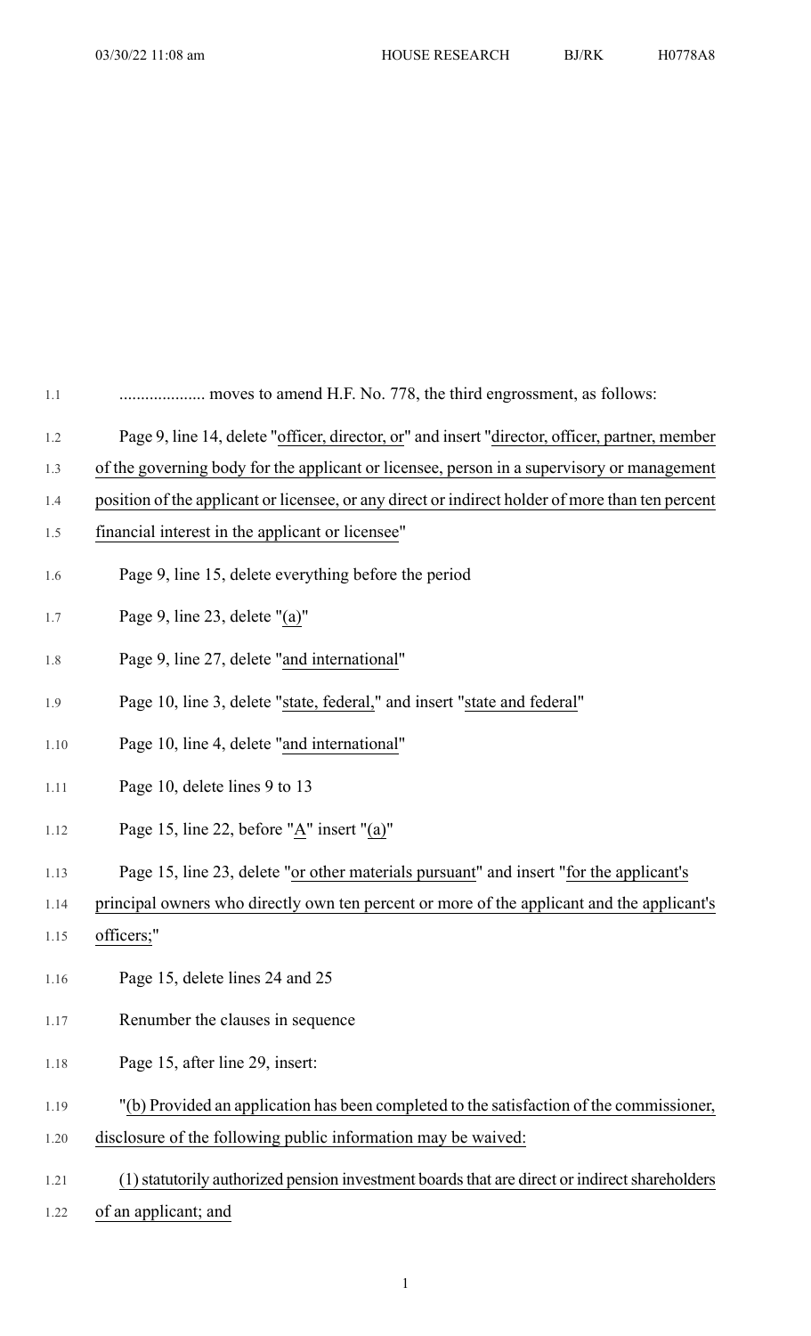.................... moves to amend H.F. No. 778, the third engrossment, as follows:

Page 9, line 14, delete "officer, director, or" and insert "director, officer, partner, member of the governing body for the applicant or licensee, person in a supervisory or management position of the applicant or licensee, or any direct or indirect holder of more than ten percent financial interest in the applicant or licensee"

Page 9, line 15, delete everything before the period

Page 9, line 23, delete "(a)"

Page 9, line 27, delete "and international"

Page 10, line 3, delete "state, federal," and insert "state and federal"

Page 10, line 4, delete "and international"

Page 10, delete lines 9 to 13

Page 15, line 22, before "A" insert "(a)"

Page 15, line 23, delete "or other materials pursuant" and insert "for the applicant's principal owners who directly own ten percent or more of the applicant and the applicant's officers;"

Page 15, delete lines 24 and 25

Renumber the clauses in sequence

Page 15, after line 29, insert:

"(b) Provided an application has been completed to the satisfaction of the commissioner, disclosure of the following public information may be waived:

(1) statutorily authorized pension investment boards that are direct or indirect shareholders of an applicant; and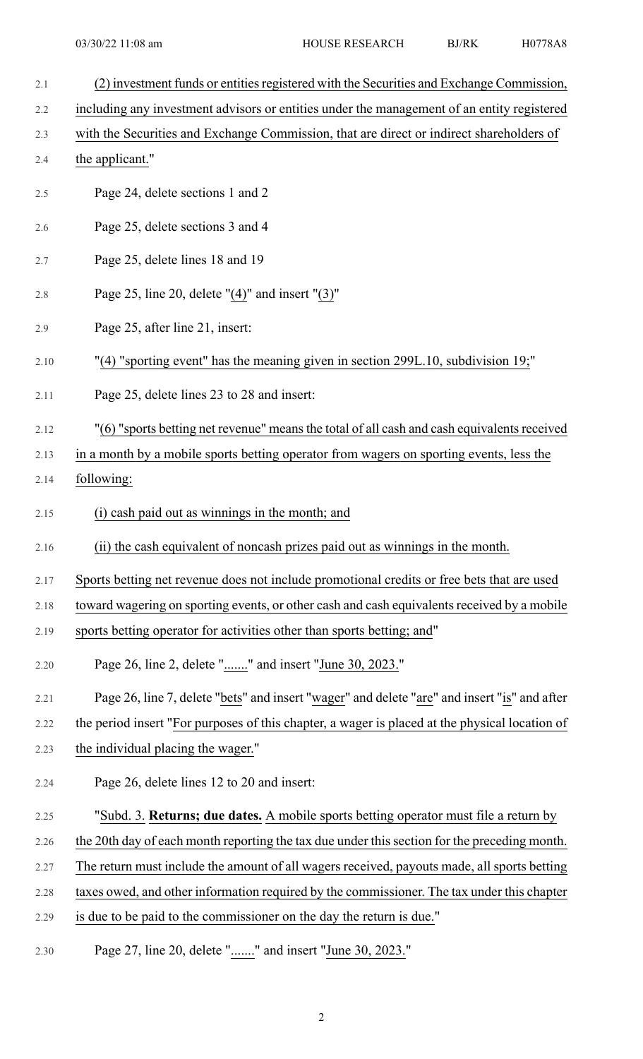(2) investment funds or entities registered with the Securities and Exchange Commission, including any investment advisors or entities under the management of an entity registered with the Securities and Exchange Commission, that are direct or indirect shareholders of the applicant."

Page 24, delete sections 1 and 2

Page 25, delete sections 3 and 4

Page 25, delete lines 18 and 19

Page 25, line 20, delete "(4)" and insert "(3)"

Page 25, after line 21, insert:

"(4) "sporting event" has the meaning given in section 299L.10, subdivision 19;"

Page 25, delete lines 23 to 28 and insert:

"(6) "sports betting net revenue" means the total of all cash and cash equivalents received in a month by a mobile sports betting operator from wagers on sporting events, less the following:

(i) cash paid out as winnings in the month; and

(ii) the cash equivalent of noncash prizes paid out as winnings in the month.

Sports betting net revenue does not include promotional credits or free bets that are used toward wagering on sporting events, or other cash and cash equivalents received by a mobile sports betting operator for activities other than sports betting; and"

Page 26, line 2, delete "......." and insert "June 30, 2023."

Page 26, line 7, delete "bets" and insert "wager" and delete "are" and insert "is" and after the period insert "For purposes of this chapter, a wager is placed at the physical location of the individual placing the wager."

Page 26, delete lines 12 to 20 and insert:

"Subd. 3. **Returns; due dates.** A mobile sports betting operator must file a return by the 20th day of each month reporting the tax due under this section for the preceding month. The return must include the amount of all wagers received, payouts made, all sports betting taxes owed, and other information required by the commissioner. The tax under this chapter is due to be paid to the commissioner on the day the return is due."

Page 27, line 20, delete "......." and insert "June 30, 2023."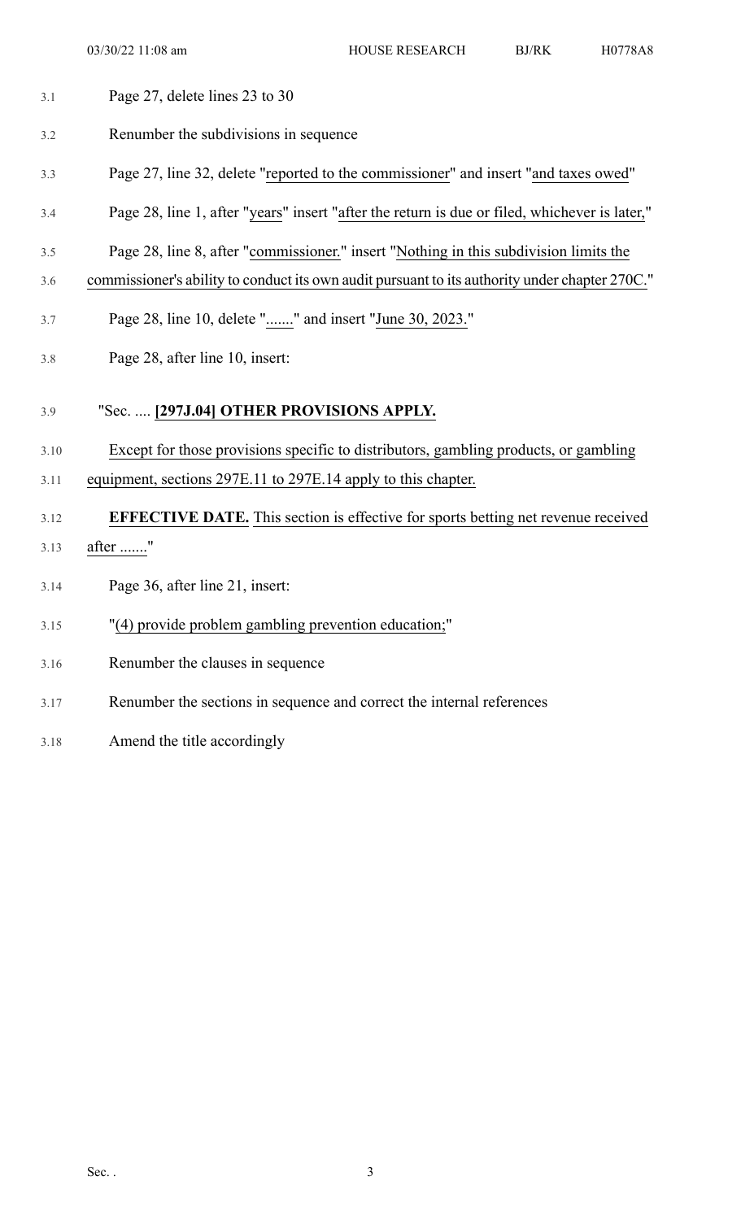Page 27, delete lines 23 to 30

Renumber the subdivisions in sequence

Page 27, line 32, delete "reported to the commissioner" and insert "and taxes owed"

Page 28, line 1, after "years" insert "after the return is due or filed, whichever is later,"

Page 28, line 8, after "commissioner." insert "Nothing in this subdivision limits the commissioner's ability to conduct its own audit pursuant to its authority under chapter 270C."

Page 28, line 10, delete "......." and insert "June 30, 2023."

Page 28, after line 10, insert:

"Sec. .... **[297J.04] OTHER PROVISIONS APPLY.**

Except for those provisions specific to distributors, gambling products, or gambling equipment, sections 297E.11 to 297E.14 apply to this chapter.

**EFFECTIVE DATE.** This section is effective for sports betting net revenue received after ......."

Page 36, after line 21, insert:

"(4) provide problem gambling prevention education;"

Renumber the clauses in sequence

Renumber the sections in sequence and correct the internal references

Amend the title accordingly